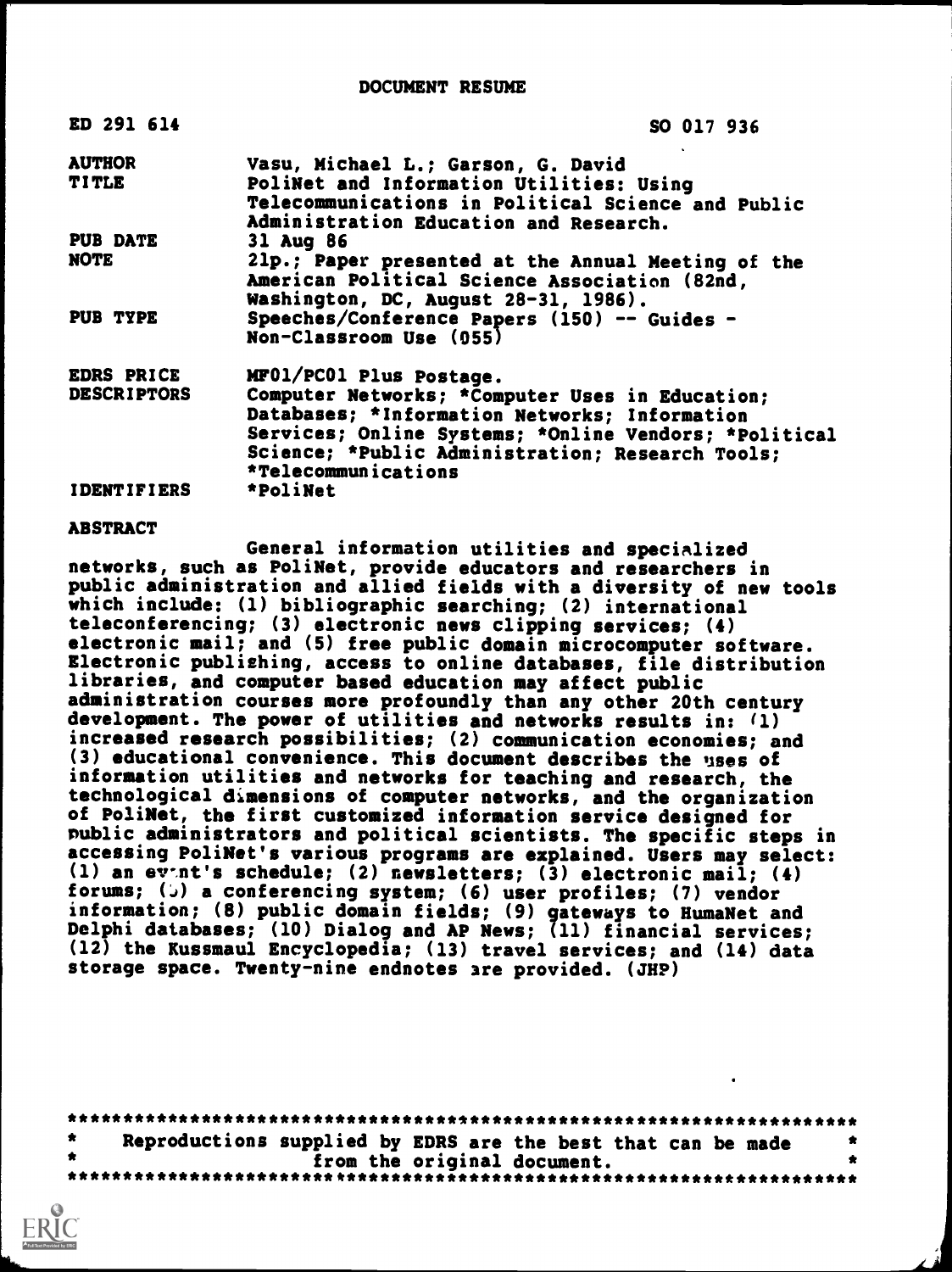# DOCUMENT RESUME

| | |
|---|---|
| ED 291 614 | SO 017 936 |
| AUTHOR | Vasu, Michael L.; Garson, G. David |
| TITLE | PoliNet and Information Utilities: Using Telecommunications in Political Science and Public Administration Education and Research. |
| PUB DATE | 31 Aug 86 |
| NOTE | 21p.; Paper presented at the Annual Meeting of the American Political Science Association (82nd, Washington, DC, August 28-31, 1986). |
| PUB TYPE | Speeches/Conference Papers (150) -- Guides - Non-Classroom Use (055) |
| EDRS PRICE | MF01/PC01 Plus Postage. |
| DESCRIPTORS | Computer Networks; *Computer Uses in Education; Databases; *Information Networks; Information Services; Online Systems; *Online Vendors; *Political Science; *Public Administration; Research Tools; *Telecommunications |
| IDENTIFIERS | *PoliNet |

## ABSTRACT

General information utilities and specialized networks, such as PoliNet, provide educators and researchers in public administration and allied fields with a diversity of new tools which include: (1) bibliographic searching; (2) international teleconferencing; (3) electronic news clipping services; (4) electronic mail; and (5) free public domain microcomputer software. Electronic publishing, access to online databases, file distribution libraries, and computer based education may affect public administration courses more profoundly than any other 20th century development. The power of utilities and networks results in: (1) increased research possibilities; (2) communication economies; and (3) educational convenience. This document describes the uses of information utilities and networks for teaching and research, the technological dimensions of computer networks, and the organization of PoliNet, the first customized information service designed for public administrators and political scientists. The specific steps in accessing PoliNet's various programs are explained. Users may select: (1) an event's schedule; (2) newsletters; (3) electronic mail; (4) forums; (5) a conferencing system; (6) user profiles; (7) vendor information; (8) public domain fields; (9) gateways to HumaNet and Delphi databases; (10) Dialog and AP News; (11) financial services; (12) the Kussmaul Encyclopedia; (13) travel services; and (14) data storage space. Twenty-nine endnotes are provided. (JHP)

***********************************************************************
* Reproductions supplied by EDRS are the best that can be made *
* from the original document. *
***********************************************************************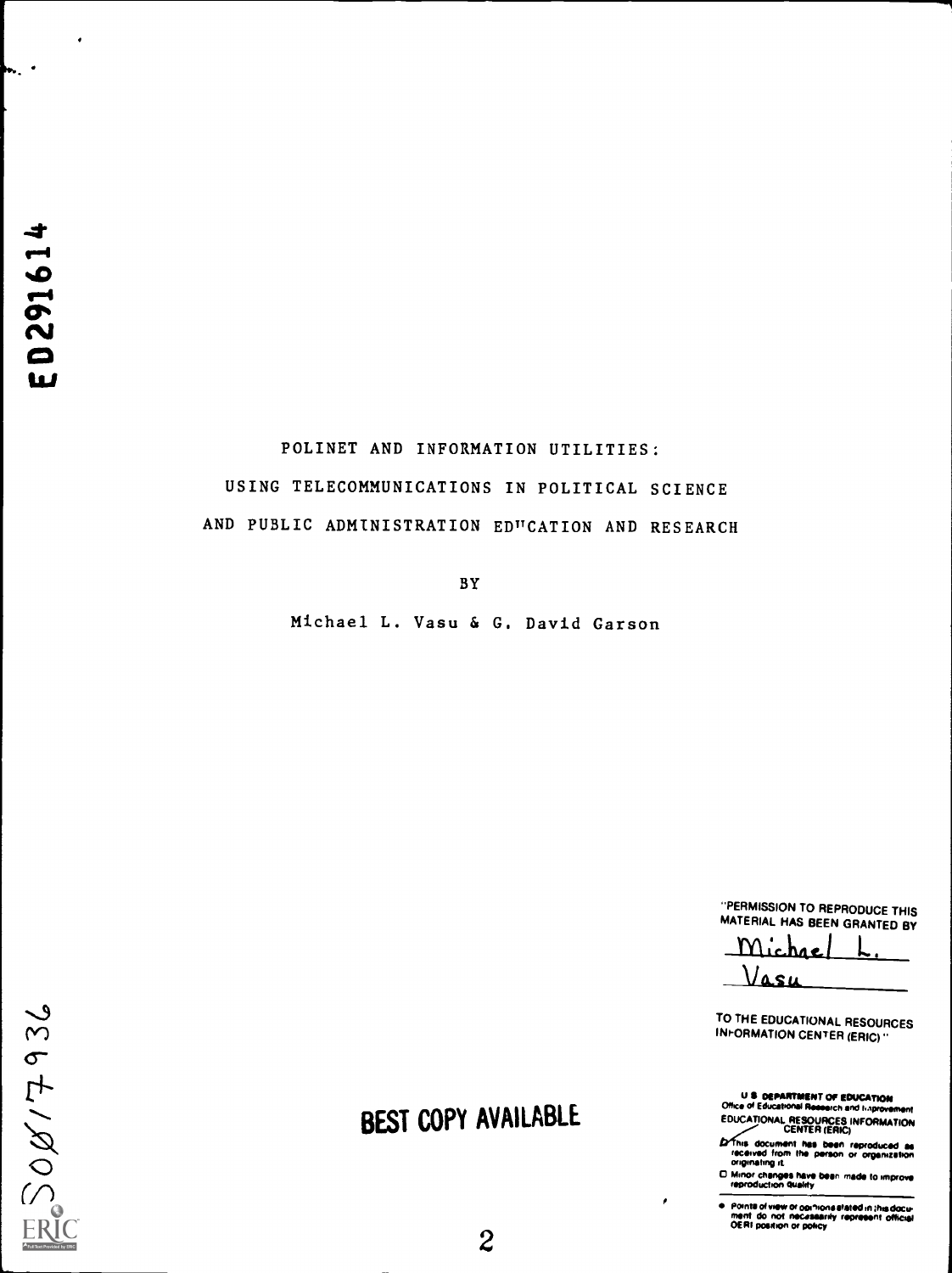ED291614

POLINET AND INFORMATION UTILITIES:

USING TELECOMMUNICATIONS IN POLITICAL SCIENCE

AND PUBLIC ADMINISTRATION EDUCATION AND RESEARCH

BY

Michael L. Vasu & G. David Garson

"PERMISSION TO REPRODUCE THIS MATERIAL HAS BEEN GRANTED BY

Michael L. Vasu

TO THE EDUCATIONAL RESOURCES INFORMATION CENTER (ERIC)."

SO017936

BEST COPY AVAILABLE

U.S. DEPARTMENT OF EDUCATION
Office of Educational Research and Improvement
EDUCATIONAL RESOURCES INFORMATION CENTER (ERIC)

- This document has been reproduced as received from the person or organization originating it.
- Minor changes have been made to improve reproduction quality.

- Points of view or opinions stated in this document do not necessarily represent official OERI position or policy.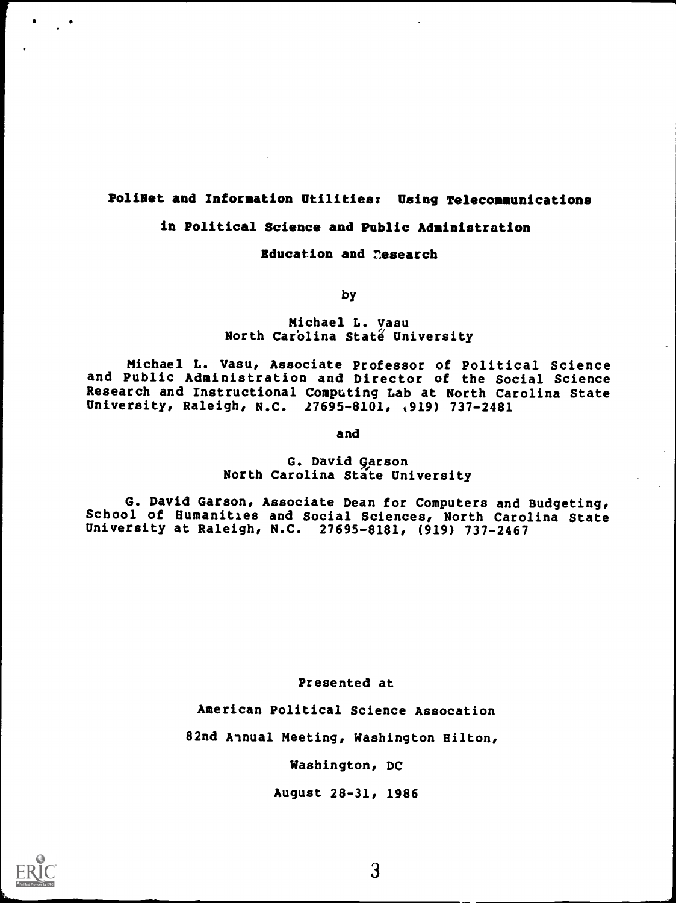**PoliNet and Information Utilities: Using Telecommunications in Political Science and Public Administration Education and Research**

by

Michael L. Vasu
North Carolina State University

Michael L. Vasu, Associate Professor of Political Science and Public Administration and Director of the Social Science Research and Instructional Computing Lab at North Carolina State University, Raleigh, N.C. 27695-8101, (919) 737-2481

and

G. David Garson
North Carolina State University

G. David Garson, Associate Dean for Computers and Budgeting, School of Humanities and Social Sciences, North Carolina State University at Raleigh, N.C. 27695-8181, (919) 737-2467

Presented at

American Political Science Assocation

82nd Annual Meeting, Washington Hilton,

Washington, DC

August 28-31, 1986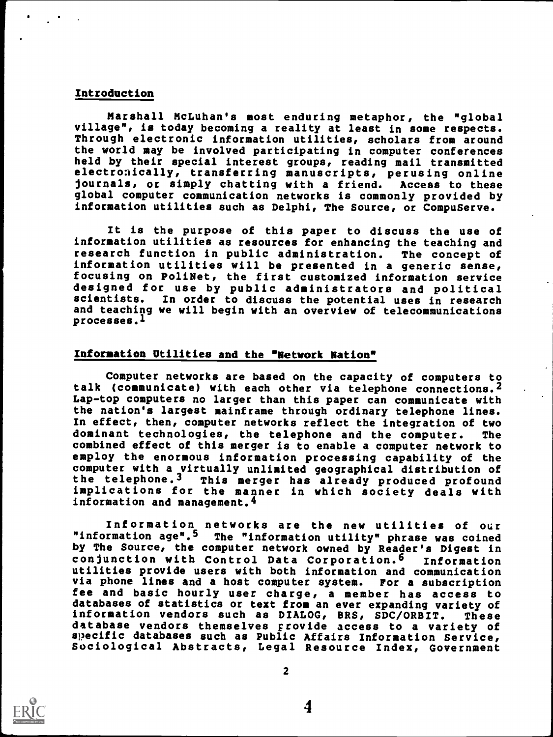## Introduction

Marshall McLuhan's most enduring metaphor, the "global village", is today becoming a reality at least in some respects. Through electronic information utilities, scholars from around the world may be involved participating in computer conferences held by their special interest groups, reading mail transmitted electronically, transferring manuscripts, perusing online journals, or simply chatting with a friend. Access to these global computer communication networks is commonly provided by information utilities such as Delphi, The Source, or CompuServe.

It is the purpose of this paper to discuss the use of information utilities as resources for enhancing the teaching and research function in public administration. The concept of information utilities will be presented in a generic sense, focusing on PoliNet, the first customized information service designed for use by public administrators and political scientists. In order to discuss the potential uses in research and teaching we will begin with an overview of telecommunications processes.[1]

## Information Utilities and the "Network Nation"

Computer networks are based on the capacity of computers to talk (communicate) with each other via telephone connections.[2] Lap-top computers no larger than this paper can communicate with the nation's largest mainframe through ordinary telephone lines. In effect, then, computer networks reflect the integration of two dominant technologies, the telephone and the computer. The combined effect of this merger is to enable a computer network to employ the enormous information processing capability of the computer with a virtually unlimited geographical distribution of the telephone.[3] This merger has already produced profound implications for the manner in which society deals with information and management.[4]

Information networks are the new utilities of our "information age".[5] The "information utility" phrase was coined by The Source, the computer network owned by Reader's Digest in conjunction with Control Data Corporation.[6] Information utilities provide users with both information and communication via phone lines and a host computer system. For a subscription fee and basic hourly user charge, a member has access to databases of statistics or text from an ever expanding variety of information vendors such as DIALOG, BRS, SDC/ORBIT. These database vendors themselves provide access to a variety of specific databases such as Public Affairs Information Service, Sociological Abstracts, Legal Resource Index, Government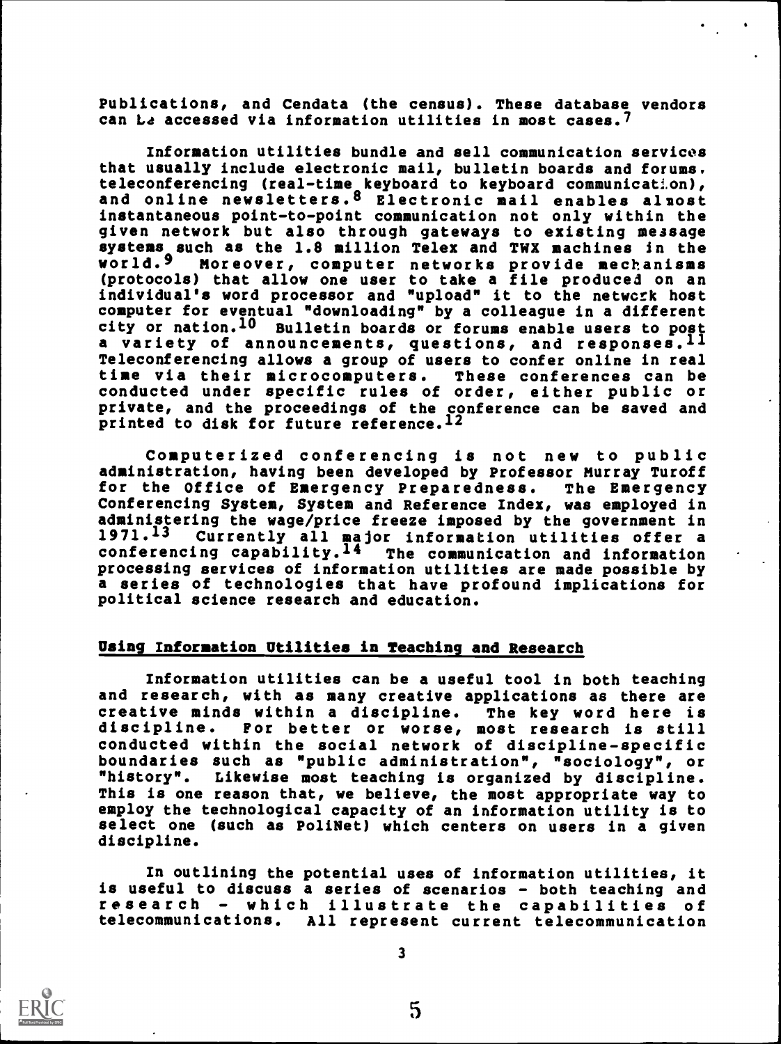Publications, and Cendata (the census). These database vendors can be accessed via information utilities in most cases.[7]

Information utilities bundle and sell communication services that usually include electronic mail, bulletin boards and forums, teleconferencing (real-time keyboard to keyboard communication), and online newsletters.[8] Electronic mail enables almost instantaneous point-to-point communication not only within the given network but also through gateways to existing message systems such as the 1.8 million Telex and TWX machines in the world.[9] Moreover, computer networks provide mechanisms (protocols) that allow one user to take a file produced on an individual's word processor and "upload" it to the network host computer for eventual "downloading" by a colleague in a different city or nation.[10] Bulletin boards or forums enable users to post a variety of announcements, questions, and responses.[11] Teleconferencing allows a group of users to confer online in real time via their microcomputers. These conferences can be conducted under specific rules of order, either public or private, and the proceedings of the conference can be saved and printed to disk for future reference.[12]

Computerized conferencing is not new to public administration, having been developed by Professor Murray Turoff for the Office of Emergency Preparedness. The Emergency Conferencing System, System and Reference Index, was employed in administering the wage/price freeze imposed by the government in 1971.[13] Currently all major information utilities offer a conferencing capability.[14] The communication and information processing services of information utilities are made possible by a series of technologies that have profound implications for political science research and education.

## Using Information Utilities in Teaching and Research

Information utilities can be a useful tool in both teaching and research, with as many creative applications as there are creative minds within a discipline. The key word here is discipline. For better or worse, most research is still conducted within the social network of discipline-specific boundaries such as "public administration", "sociology", or "history". Likewise most teaching is organized by discipline. This is one reason that, we believe, the most appropriate way to employ the technological capacity of an information utility is to select one (such as PoliNet) which centers on users in a given discipline.

In outlining the potential uses of information utilities, it is useful to discuss a series of scenarios - both teaching and research - which illustrate the capabilities of telecommunications. All represent current telecommunication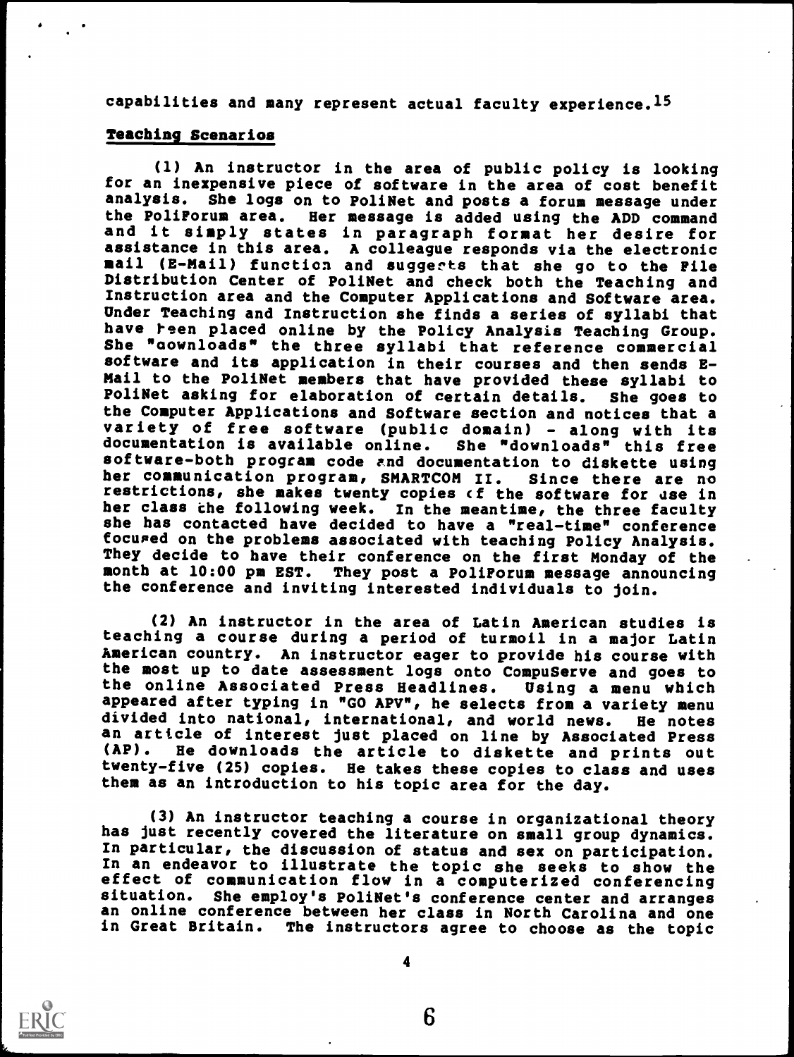capabilities and many represent actual faculty experience.[15]

## Teaching Scenarios

(1) An instructor in the area of public policy is looking for an inexpensive piece of software in the area of cost benefit analysis. She logs on to PoliNet and posts a forum message under the PoliForum area. Her message is added using the ADD command and it simply states in paragraph format her desire for assistance in this area. A colleague responds via the electronic mail (E-Mail) function and suggests that she go to the File Distribution Center of PoliNet and check both the Teaching and Instruction area and the Computer Applications and Software area. Under Teaching and Instruction she finds a series of syllabi that have been placed online by the Policy Analysis Teaching Group. She "downloads" the three syllabi that reference commercial software and its application in their courses and then sends E-Mail to the PoliNet members that have provided these syllabi to PoliNet asking for elaboration of certain details. She goes to the Computer Applications and Software section and notices that a variety of free software (public domain) - along with its documentation is available online. She "downloads" this free software-both program code and documentation to diskette using her communication program, SMARTCOM II. Since there are no restrictions, she makes twenty copies of the software for use in her class the following week. In the meantime, the three faculty she has contacted have decided to have a "real-time" conference focused on the problems associated with teaching Policy Analysis. They decide to have their conference on the first Monday of the month at 10:00 pm EST. They post a PoliForum message announcing the conference and inviting interested individuals to join.

(2) An instructor in the area of Latin American studies is teaching a course during a period of turmoil in a major Latin American country. An instructor eager to provide his course with the most up to date assessment logs onto CompuServe and goes to the online Associated Press Headlines. Using a menu which appeared after typing in "GO APV", he selects from a variety menu divided into national, international, and world news. He notes an article of interest just placed on line by Associated Press (AP). He downloads the article to diskette and prints out twenty-five (25) copies. He takes these copies to class and uses them as an introduction to his topic area for the day.

(3) An instructor teaching a course in organizational theory has just recently covered the literature on small group dynamics. In particular, the discussion of status and sex on participation. In an endeavor to illustrate the topic she seeks to show the effect of communication flow in a computerized conferencing situation. She employ's PoliNet's conference center and arranges an online conference between her class in North Carolina and one in Great Britain. The instructors agree to choose as the topic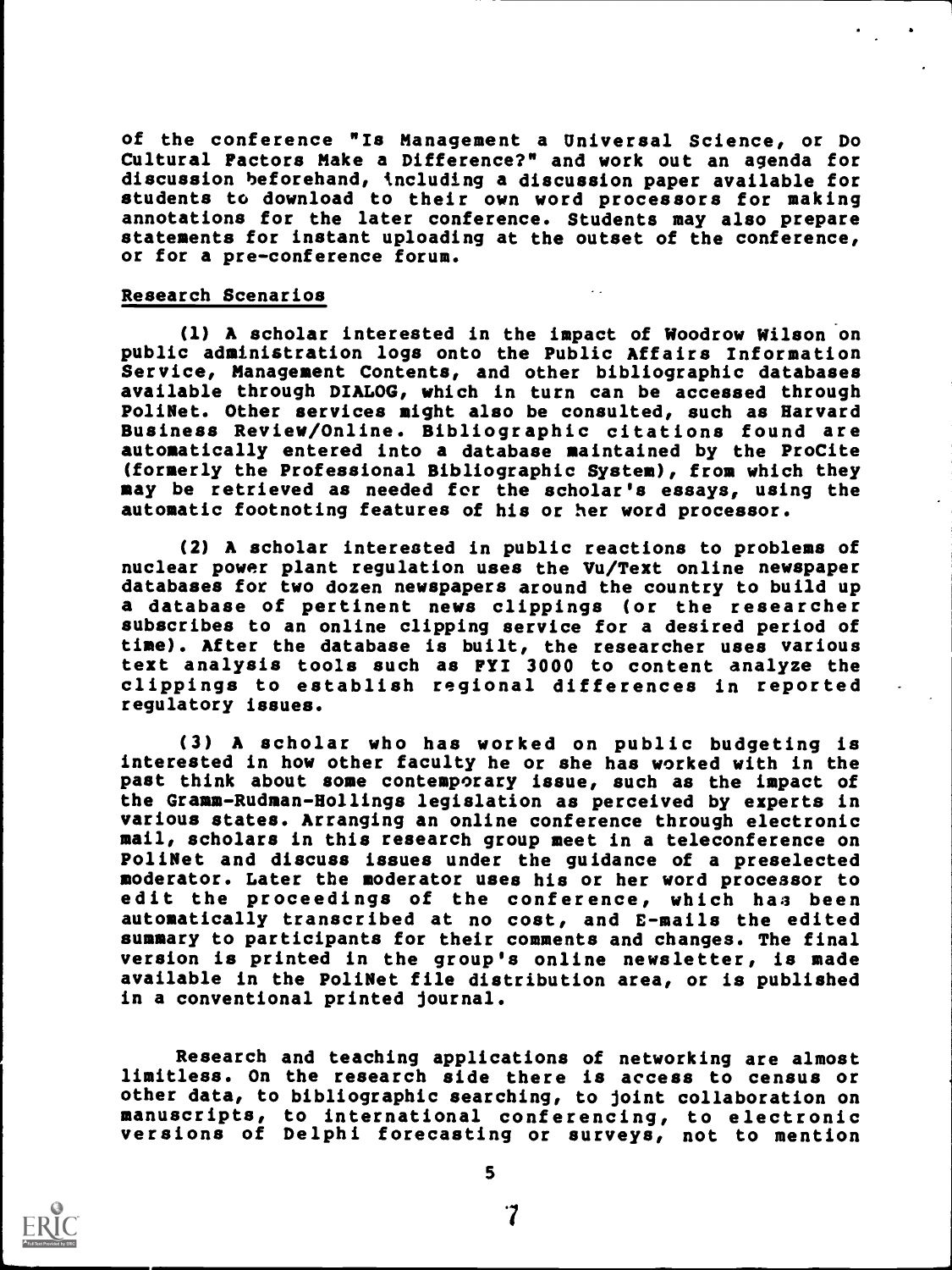of the conference "Is Management a Universal Science, or Do Cultural Factors Make a Difference?" and work out an agenda for discussion beforehand, including a discussion paper available for students to download to their own word processors for making annotations for the later conference. Students may also prepare statements for instant uploading at the outset of the conference, or for a pre-conference forum.

Research Scenarios

(1) A scholar interested in the impact of Woodrow Wilson on public administration logs onto the Public Affairs Information Service, Management Contents, and other bibliographic databases available through DIALOG, which in turn can be accessed through PoliNet. Other services might also be consulted, such as Harvard Business Review/Online. Bibliographic citations found are automatically entered into a database maintained by the ProCite (formerly the Professional Bibliographic System), from which they may be retrieved as needed for the scholar's essays, using the automatic footnoting features of his or her word processor.

(2) A scholar interested in public reactions to problems of nuclear power plant regulation uses the Vu/Text online newspaper databases for two dozen newspapers around the country to build up a database of pertinent news clippings (or the researcher subscribes to an online clipping service for a desired period of time). After the database is built, the researcher uses various text analysis tools such as FYI 3000 to content analyze the clippings to establish regional differences in reported regulatory issues.

(3) A scholar who has worked on public budgeting is interested in how other faculty he or she has worked with in the past think about some contemporary issue, such as the impact of the Gramm-Rudman-Hollings legislation as perceived by experts in various states. Arranging an online conference through electronic mail, scholars in this research group meet in a teleconference on PoliNet and discuss issues under the guidance of a preselected moderator. Later the moderator uses his or her word processor to edit the proceedings of the conference, which has been automatically transcribed at no cost, and E-mails the edited summary to participants for their comments and changes. The final version is printed in the group's online newsletter, is made available in the PoliNet file distribution area, or is published in a conventional printed journal.

Research and teaching applications of networking are almost limitless. On the research side there is access to census or other data, to bibliographic searching, to joint collaboration on manuscripts, to international conferencing, to electronic versions of Delphi forecasting or surveys, not to mention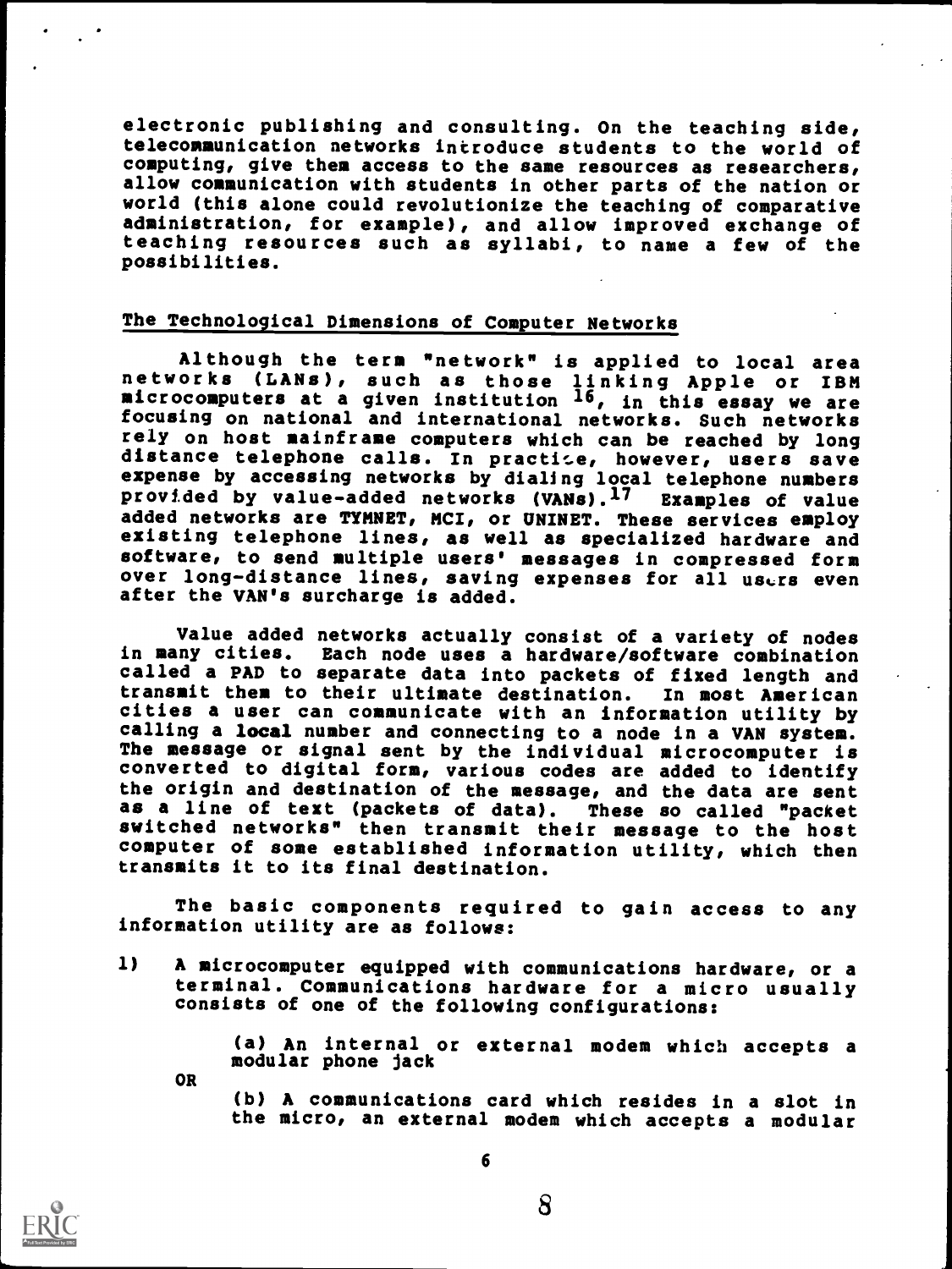electronic publishing and consulting. On the teaching side, telecommunication networks introduce students to the world of computing, give them access to the same resources as researchers, allow communication with students in other parts of the nation or world (this alone could revolutionize the teaching of comparative administration, for example), and allow improved exchange of teaching resources such as syllabi, to name a few of the possibilities.

## The Technological Dimensions of Computer Networks

Although the term "network" is applied to local area networks (LANs), such as those linking Apple or IBM microcomputers at a given institution [16], in this essay we are focusing on national and international networks. Such networks rely on host mainframe computers which can be reached by long distance telephone calls. In practice, however, users save expense by accessing networks by dialing local telephone numbers provided by value-added networks (VANs).[17] Examples of value added networks are TYMNET, MCI, or UNINET. These services employ existing telephone lines, as well as specialized hardware and software, to send multiple users' messages in compressed form over long-distance lines, saving expenses for all users even after the VAN's surcharge is added.

Value added networks actually consist of a variety of nodes in many cities. Each node uses a hardware/software combination called a PAD to separate data into packets of fixed length and transmit them to their ultimate destination. In most American cities a user can communicate with an information utility by calling a **local** number and connecting to a node in a VAN system. The message or signal sent by the individual microcomputer is converted to digital form, various codes are added to identify the origin and destination of the message, and the data are sent as a line of text (packets of data). These so called "packet switched networks" then transmit their message to the host computer of some established information utility, which then transmits it to its final destination.

The basic components required to gain access to any information utility are as follows:

1) A microcomputer equipped with communications hardware, or a terminal. Communications hardware for a micro usually consists of one of the following configurations:

   (a) An internal or external modem which accepts a modular phone jack

   OR

   (b) A communications card which resides in a slot in the micro, an external modem which accepts a modular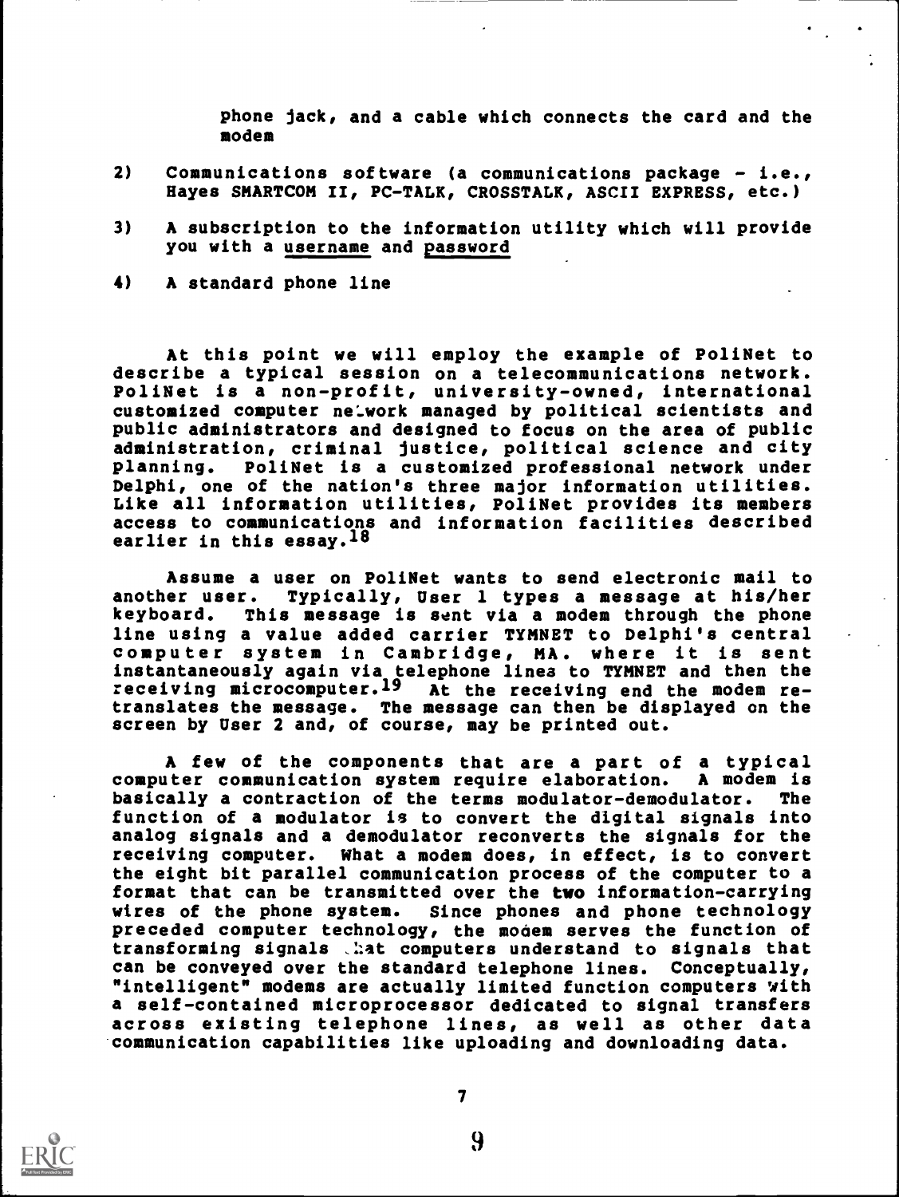phone jack, and a cable which connects the card and the modem

2) Communications software (a communications package - i.e., Hayes SMARTCOM II, PC-TALK, CROSSTALK, ASCII EXPRESS, etc.)

3) A subscription to the information utility which will provide you with a <u>username</u> and <u>password</u>

4) A standard phone line

At this point we will employ the example of PoliNet to describe a typical session on a telecommunications network. PoliNet is a non-profit, university-owned, international customized computer network managed by political scientists and public administrators and designed to focus on the area of public administration, criminal justice, political science and city planning. PoliNet is a customized professional network under Delphi, one of the nation's three major information utilities. Like all information utilities, PoliNet provides its members access to communications and information facilities described earlier in this essay.[18]

Assume a user on PoliNet wants to send electronic mail to another user. Typically, User 1 types a message at his/her keyboard. This message is sent via a modem through the phone line using a value added carrier TYMNET to Delphi's central computer system in Cambridge, MA. where it is sent instantaneously again via telephone lines to TYMNET and then the receiving microcomputer.[19] At the receiving end the modem re-translates the message. The message can then be displayed on the screen by User 2 and, of course, may be printed out.

A few of the components that are a part of a typical computer communication system require elaboration. A modem is basically a contraction of the terms modulator-demodulator. The function of a modulator is to convert the digital signals into analog signals and a demodulator reconverts the signals for the receiving computer. What a modem does, in effect, is to convert the eight bit parallel communication process of the computer to a format that can be transmitted over the two information-carrying wires of the phone system. Since phones and phone technology preceded computer technology, the modem serves the function of transforming signals that computers understand to signals that can be conveyed over the standard telephone lines. Conceptually, "intelligent" modems are actually limited function computers with a self-contained microprocessor dedicated to signal transfers across existing telephone lines, as well as other data communication capabilities like uploading and downloading data.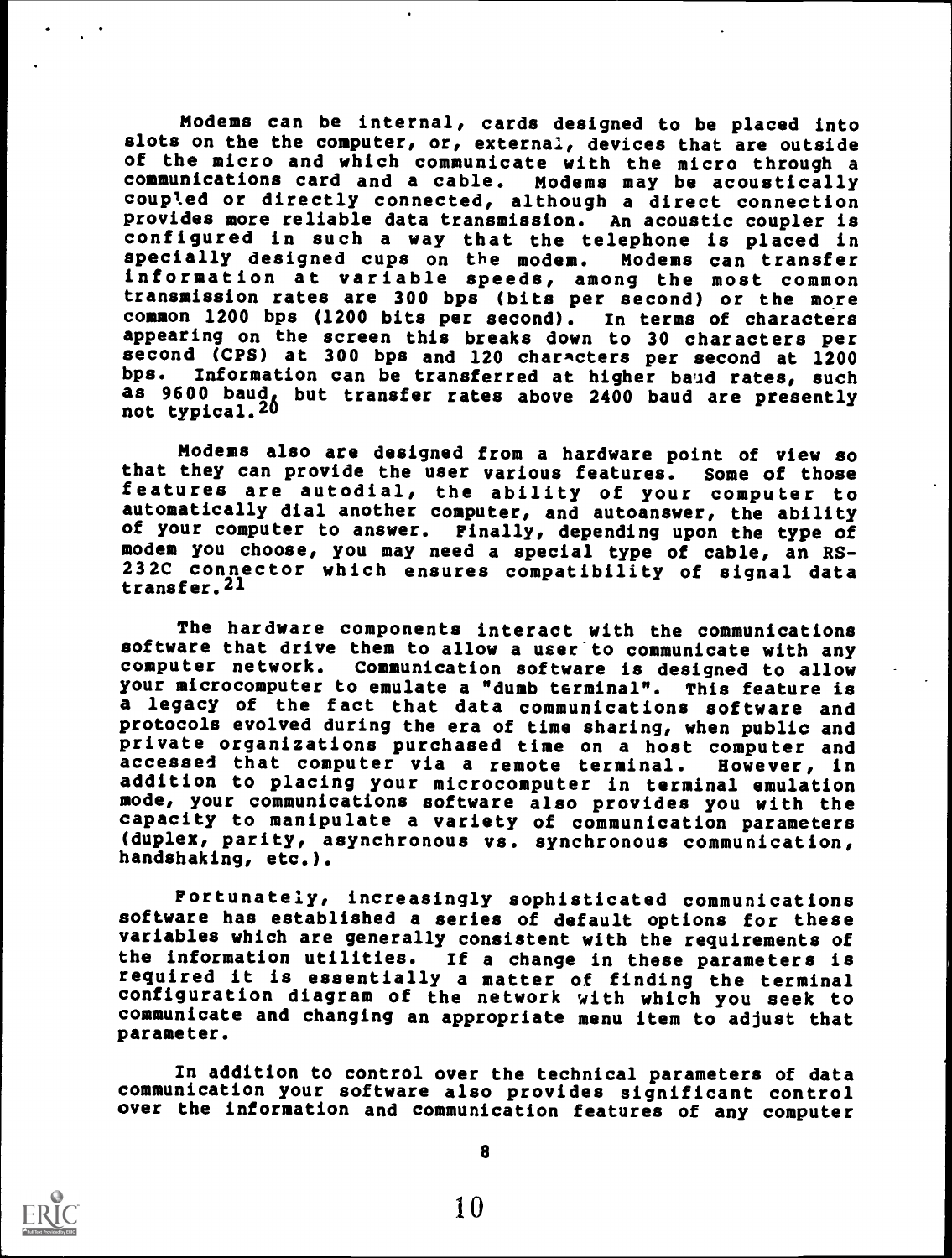Modems can be internal, cards designed to be placed into slots on the the computer, or, external, devices that are outside of the micro and which communicate with the micro through a communications card and a cable. Modems may be acoustically coupled or directly connected, although a direct connection provides more reliable data transmission. An acoustic coupler is configured in such a way that the telephone is placed in specially designed cups on the modem. Modems can transfer information at variable speeds, among the most common transmission rates are 300 bps (bits per second) or the more common 1200 bps (1200 bits per second). In terms of characters appearing on the screen this breaks down to 30 characters per second (CPS) at 300 bps and 120 characters per second at 1200 bps. Information can be transferred at higher baud rates, such as 9600 baud, but transfer rates above 2400 baud are presently not typical.[20]

Modems also are designed from a hardware point of view so that they can provide the user various features. Some of those features are autodial, the ability of your computer to automatically dial another computer, and autoanswer, the ability of your computer to answer. Finally, depending upon the type of modem you choose, you may need a special type of cable, an RS-232C connector which ensures compatibility of signal data transfer.[21]

The hardware components interact with the communications software that drive them to allow a user to communicate with any computer network. Communication software is designed to allow your microcomputer to emulate a "dumb terminal". This feature is a legacy of the fact that data communications software and protocols evolved during the era of time sharing, when public and private organizations purchased time on a host computer and accessed that computer via a remote terminal. However, in addition to placing your microcomputer in terminal emulation mode, your communications software also provides you with the capacity to manipulate a variety of communication parameters (duplex, parity, asynchronous vs. synchronous communication, handshaking, etc.).

Fortunately, increasingly sophisticated communications software has established a series of default options for these variables which are generally consistent with the requirements of the information utilities. If a change in these parameters is required it is essentially a matter of finding the terminal configuration diagram of the network with which you seek to communicate and changing an appropriate menu item to adjust that parameter.

In addition to control over the technical parameters of data communication your software also provides significant control over the information and communication features of any computer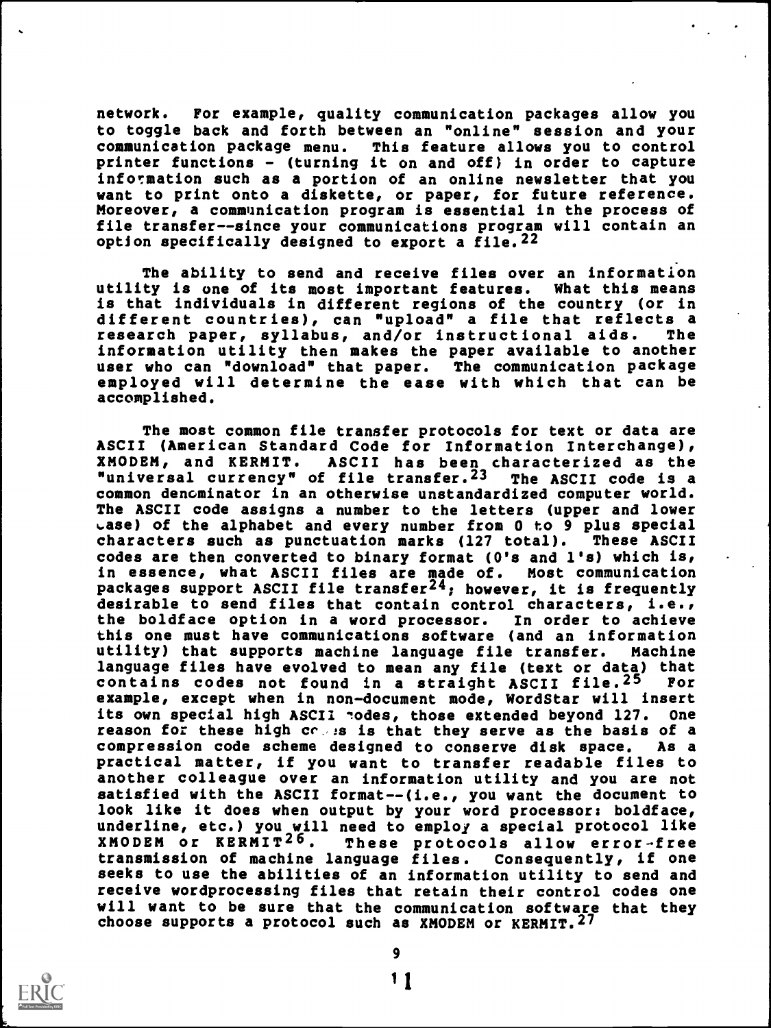network. For example, quality communication packages allow you to toggle back and forth between an "online" session and your communication package menu. This feature allows you to control printer functions - (turning it on and off) in order to capture information such as a portion of an online newsletter that you want to print onto a diskette, or paper, for future reference. Moreover, a communication program is essential in the process of file transfer--since your communications program will contain an option specifically designed to export a file.[22]

The ability to send and receive files over an information utility is one of its most important features. What this means is that individuals in different regions of the country (or in different countries), can "upload" a file that reflects a research paper, syllabus, and/or instructional aids. The information utility then makes the paper available to another user who can "download" that paper. The communication package employed will determine the ease with which that can be accomplished.

The most common file transfer protocols for text or data are ASCII (American Standard Code for Information Interchange), XMODEM, and KERMIT. ASCII has been characterized as the "universal currency" of file transfer.[23] The ASCII code is a common denominator in an otherwise unstandardized computer world. The ASCII code assigns a number to the letters (upper and lower case) of the alphabet and every number from 0 to 9 plus special characters such as punctuation marks (127 total). These ASCII codes are then converted to binary format (0's and 1's) which is, in essence, what ASCII files are made of. Most communication packages support ASCII file transfer[24]; however, it is frequently desirable to send files that contain control characters, i.e., the boldface option in a word processor. In order to achieve this one must have communications software (and an information utility) that supports machine language file transfer. Machine language files have evolved to mean any file (text or data) that contains codes not found in a straight ASCII file.[25] For example, except when in non-document mode, WordStar will insert its own special high ASCII codes, those extended beyond 127. One reason for these high codes is that they serve as the basis of a compression code scheme designed to conserve disk space. As a practical matter, if you want to transfer readable files to another colleague over an information utility and you are not satisfied with the ASCII format--(i.e., you want the document to look like it does when output by your word processor: boldface, underline, etc.) you will need to employ a special protocol like XMODEM or KERMIT[26]. These protocols allow error-free transmission of machine language files. Consequently, if one seeks to use the abilities of an information utility to send and receive wordprocessing files that retain their control codes one will want to be sure that the communication software that they choose supports a protocol such as XMODEM or KERMIT.[27]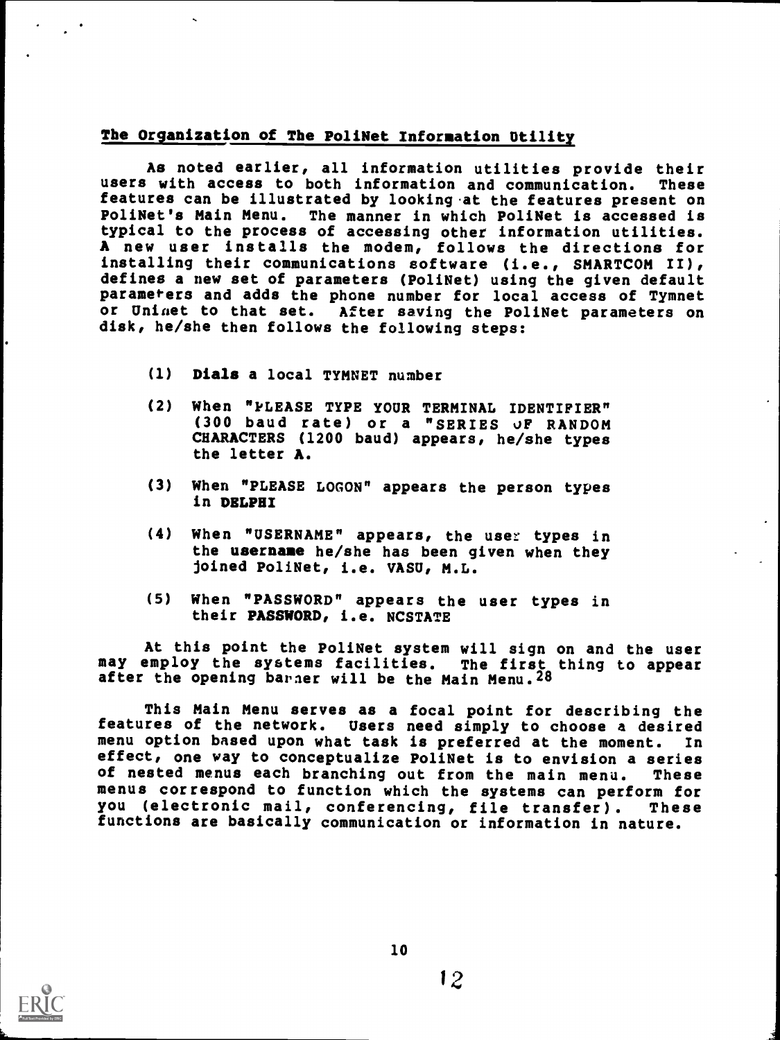## The Organization of The PoliNet Information Utility

As noted earlier, all information utilities provide their users with access to both information and communication. These features can be illustrated by looking at the features present on PoliNet's Main Menu. The manner in which PoliNet is accessed is typical to the process of accessing other information utilities. A new user installs the modem, follows the directions for installing their communications software (i.e., SMARTCOM II), defines a new set of parameters (PoliNet) using the given default parameters and adds the phone number for local access of Tymnet or Uninet to that set. After saving the PoliNet parameters on disk, he/she then follows the following steps:

(1) **Dials** a local TYMNET number

(2) When "PLEASE TYPE YOUR TERMINAL IDENTIFIER" (300 baud rate) or a "SERIES OF RANDOM CHARACTERS (1200 baud) appears, he/she types the letter **A**.

(3) When "PLEASE LOGON" appears the person types in **DELPHI**

(4) When "USERNAME" appears, the user types in the **username** he/she has been given when they joined PoliNet, i.e. VASU, M.L.

(5) When "PASSWORD" appears the user types in their **PASSWORD**, i.e. NCSTATE

At this point the PoliNet system will sign on and the user may employ the systems facilities. The first thing to appear after the opening banner will be the Main Menu.[28]

This Main Menu serves as a focal point for describing the features of the network. Users need simply to choose a desired menu option based upon what task is preferred at the moment. In effect, one way to conceptualize PoliNet is to envision a series of nested menus each branching out from the main menu. These menus correspond to function which the systems can perform for you (electronic mail, conferencing, file transfer). These functions are basically communication or information in nature.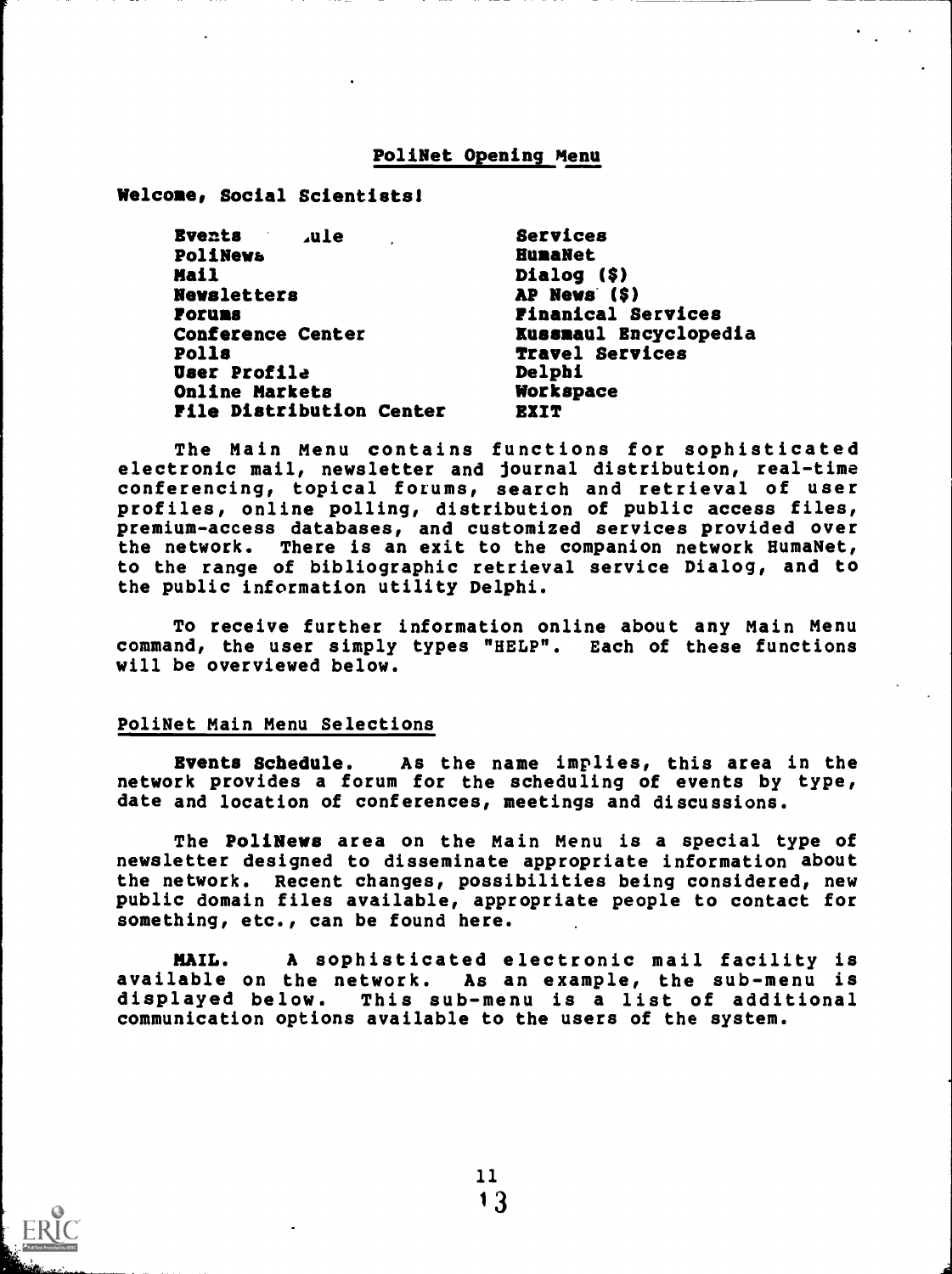## PoliNet Opening Menu

**Welcome, Social Scientists!**

| | |
|---|---|
| **Events ..ule** | **Services** |
| **PoliNews** | **HumaNet** |
| **Mail** | **Dialog ($)** |
| **Newsletters** | **AP News ($)** |
| **Forums** | **Finanical Services** |
| **Conference Center** | **Kussmaul Encyclopedia** |
| **Polls** | **Travel Services** |
| **User Profile** | **Delphi** |
| **Online Markets** | **Workspace** |
| **File Distribution Center** | **EXIT** |

The Main Menu contains functions for sophisticated electronic mail, newsletter and journal distribution, real-time conferencing, topical forums, search and retrieval of user profiles, online polling, distribution of public access files, premium-access databases, and customized services provided over the network. There is an exit to the companion network HumaNet, to the range of bibliographic retrieval service Dialog, and to the public information utility Delphi.

To receive further information online about any Main Menu command, the user simply types "HELP". Each of these functions will be overviewed below.

### PoliNet Main Menu Selections

**Events Schedule.** As the name implies, this area in the network provides a forum for the scheduling of events by type, date and location of conferences, meetings and discussions.

The **PoliNews** area on the Main Menu is a special type of newsletter designed to disseminate appropriate information about the network. Recent changes, possibilities being considered, new public domain files available, appropriate people to contact for something, etc., can be found here.

**MAIL.** A sophisticated electronic mail facility is available on the network. As an example, the sub-menu is displayed below. This sub-menu is a list of additional communication options available to the users of the system.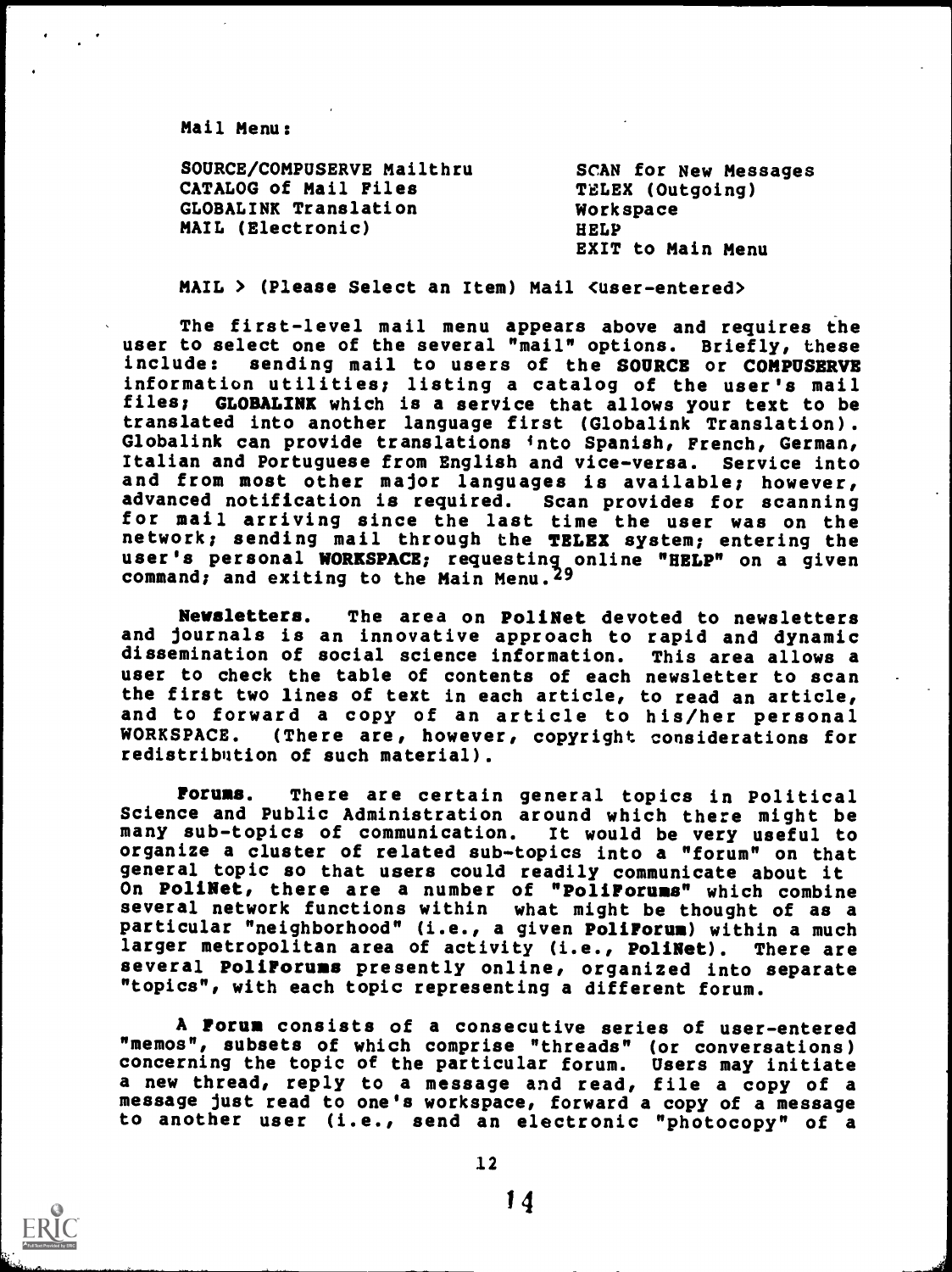Mail Menu:

| | |
|---|---|
| SOURCE/COMPUSERVE Mailthru | SCAN for New Messages |
| CATALOG of Mail Files | TELEX (Outgoing) |
| GLOBALINK Translation | Workspace |
| MAIL (Electronic) | HELP |
| | EXIT to Main Menu |

MAIL > (Please Select an Item) Mail <user-entered>

The first-level mail menu appears above and requires the user to select one of the several "mail" options. Briefly, these include: sending mail to users of the **SOURCE** or **COMPUSERVE** information utilities; listing a catalog of the user's mail files; **GLOBALINK** which is a service that allows your text to be translated into another language first (Globalink Translation). Globalink can provide translations into Spanish, French, German, Italian and Portuguese from English and vice-versa. Service into and from most other major languages is available; however, advanced notification is required. Scan provides for scanning for mail arriving since the last time the user was on the network; sending mail through the **TELEX** system; entering the user's personal **WORKSPACE**; requesting online "**HELP**" on a given command; and exiting to the Main Menu.[29]

**Newsletters.** The area on **PoliNet** devoted to newsletters and journals is an innovative approach to rapid and dynamic dissemination of social science information. This area allows a user to check the table of contents of each newsletter to scan the first two lines of text in each article, to read an article, and to forward a copy of an article to his/her personal WORKSPACE. (There are, however, copyright considerations for redistribution of such material).

**Forums.** There are certain general topics in Political Science and Public Administration around which there might be many sub-topics of communication. It would be very useful to organize a cluster of related sub-topics into a "forum" on that general topic so that users could readily communicate about it On **PoliNet**, there are a number of "**PoliForums**" which combine several network functions within what might be thought of as a particular "neighborhood" (i.e., a given **PoliForum**) within a much larger metropolitan area of activity (i.e., **PoliNet**). There are several **PoliForums** presently online, organized into separate "topics", with each topic representing a different forum.

A **Forum** consists of a consecutive series of user-entered "memos", subsets of which comprise "threads" (or conversations) concerning the topic of the particular forum. Users may initiate a new thread, reply to a message and read, file a copy of a message just read to one's workspace, forward a copy of a message to another user (i.e., send an electronic "photocopy" of a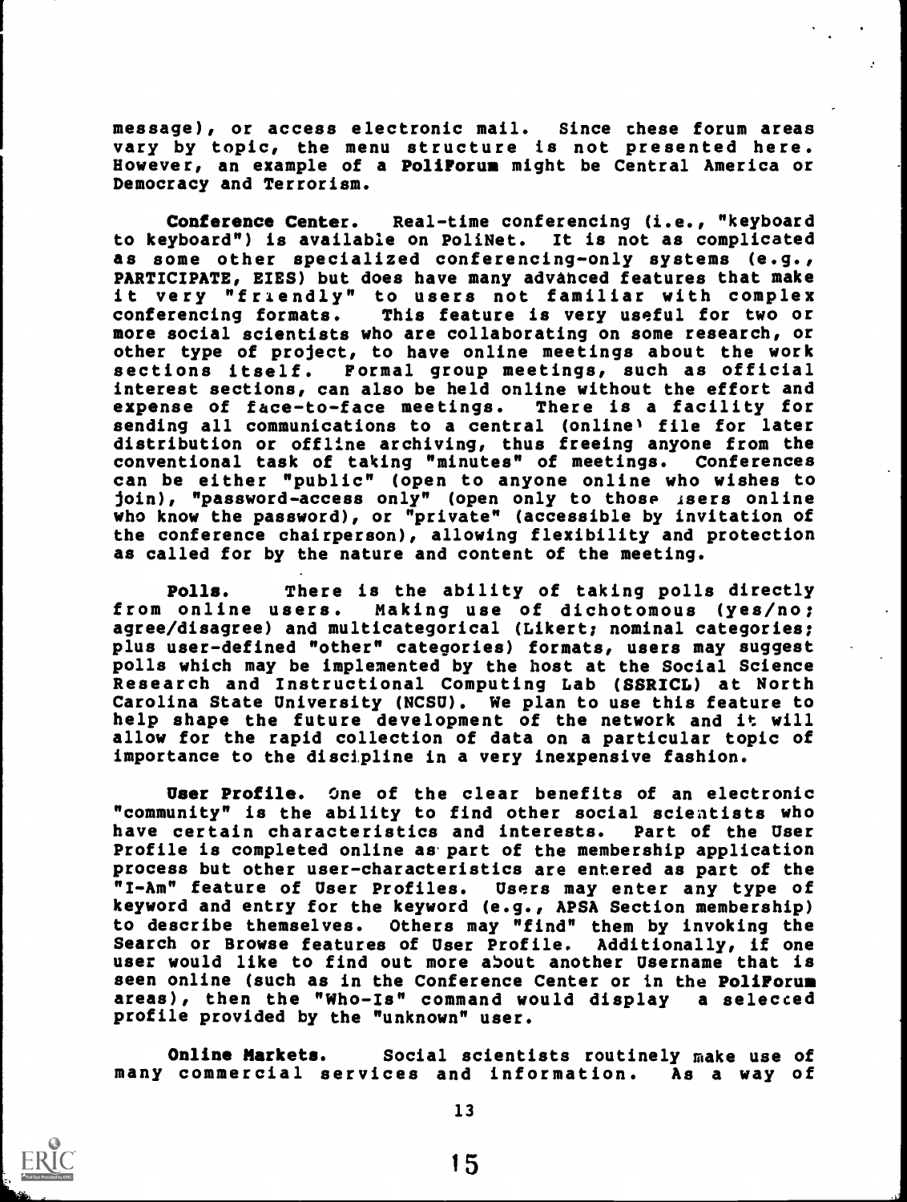message), or access electronic mail. Since these forum areas vary by topic, the menu structure is not presented here. However, an example of a **PoliForum** might be Central America or Democracy and Terrorism.

**Conference Center.** Real-time conferencing (i.e., "keyboard to keyboard") is available on PoliNet. It is not as complicated as some other specialized conferencing-only systems (e.g., PARTICIPATE, EIES) but does have many advanced features that make it very "friendly" to users not familiar with complex conferencing formats. This feature is very useful for two or more social scientists who are collaborating on some research, or other type of project, to have online meetings about the work sections itself. Formal group meetings, such as official interest sections, can also be held online without the effort and expense of face-to-face meetings. There is a facility for sending all communications to a central (online) file for later distribution or offline archiving, thus freeing anyone from the conventional task of taking "minutes" of meetings. Conferences can be either "public" (open to anyone online who wishes to join), "password-access only" (open only to those users online who know the password), or "private" (accessible by invitation of the conference chairperson), allowing flexibility and protection as called for by the nature and content of the meeting.

**Polls.** There is the ability of taking polls directly from online users. Making use of dichotomous (yes/no; agree/disagree) and multicategorical (Likert; nominal categories; plus user-defined "other" categories) formats, users may suggest polls which may be implemented by the host at the Social Science Research and Instructional Computing Lab (SSRICL) at North Carolina State University (NCSU). We plan to use this feature to help shape the future development of the network and it will allow for the rapid collection of data on a particular topic of importance to the discipline in a very inexpensive fashion.

**User Profile.** One of the clear benefits of an electronic "community" is the ability to find other social scientists who have certain characteristics and interests. Part of the User Profile is completed online as part of the membership application process but other user-characteristics are entered as part of the "I-Am" feature of User Profiles. Users may enter any type of keyword and entry for the keyword (e.g., APSA Section membership) to describe themselves. Others may "find" them by invoking the Search or Browse features of User Profile. Additionally, if one user would like to find out more about another Username that is seen online (such as in the Conference Center or in the **PoliForum** areas), then the "Who-Is" command would display a selected profile provided by the "unknown" user.

**Online Markets.** Social scientists routinely make use of many commercial services and information. As a way of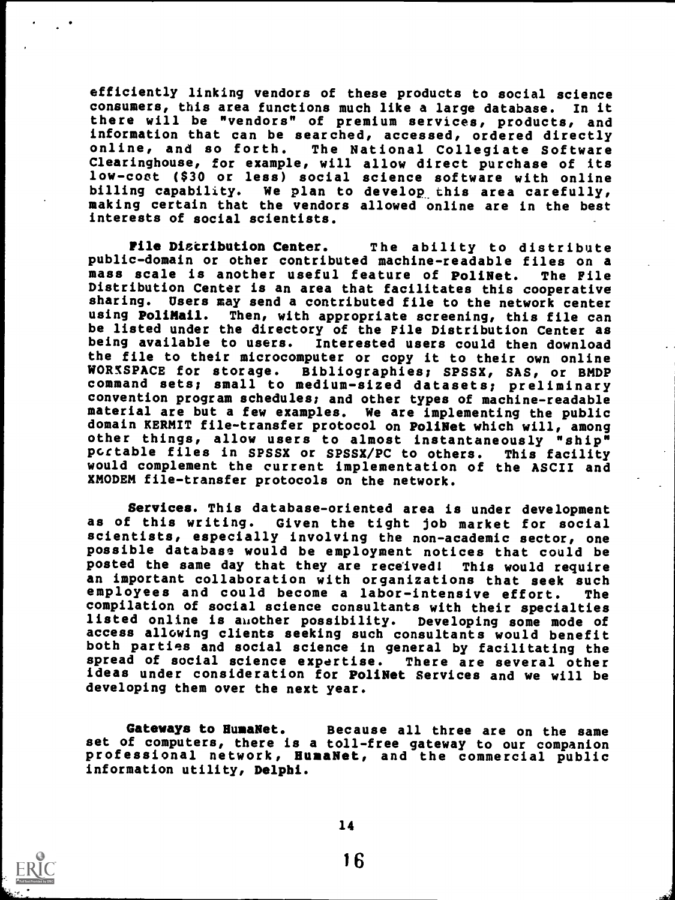efficiently linking vendors of these products to social science consumers, this area functions much like a large database. In it there will be "vendors" of premium services, products, and information that can be searched, accessed, ordered directly online, and so forth. The National Collegiate Software Clearinghouse, for example, will allow direct purchase of its low-cost ($30 or less) social science software with online billing capability. We plan to develop this area carefully, making certain that the vendors allowed online are in the best interests of social scientists.

**File Distribution Center.** The ability to distribute public-domain or other contributed machine-readable files on a mass scale is another useful feature of **PoliNet**. The File Distribution Center is an area that facilitates this cooperative sharing. Users may send a contributed file to the network center using **PoliMail**. Then, with appropriate screening, this file can be listed under the directory of the File Distribution Center as being available to users. Interested users could then download the file to their microcomputer or copy it to their own online WORKSPACE for storage. Bibliographies; SPSSX, SAS, or BMDP command sets; small to medium-sized datasets; preliminary convention program schedules; and other types of machine-readable material are but a few examples. We are implementing the public domain KERMIT file-transfer protocol on **PoliNet** which will, among other things, allow users to almost instantaneously "ship" portable files in SPSSX or SPSSX/PC to others. This facility would complement the current implementation of the ASCII and XMODEM file-transfer protocols on the network.

**Services.** This database-oriented area is under development as of this writing. Given the tight job market for social scientists, especially involving the non-academic sector, one possible database would be employment notices that could be posted the same day that they are received! This would require an important collaboration with organizations that seek such employees and could become a labor-intensive effort. The compilation of social science consultants with their specialties listed online is another possibility. Developing some mode of access allowing clients seeking such consultants would benefit both parties and social science in general by facilitating the spread of social science expertise. There are several other ideas under consideration for **PoliNet** Services and we will be developing them over the next year.

**Gateways to HumaNet.** Because all three are on the same set of computers, there is a toll-free gateway to our companion professional network, **HumaNet**, and the commercial public information utility, **Delphi**.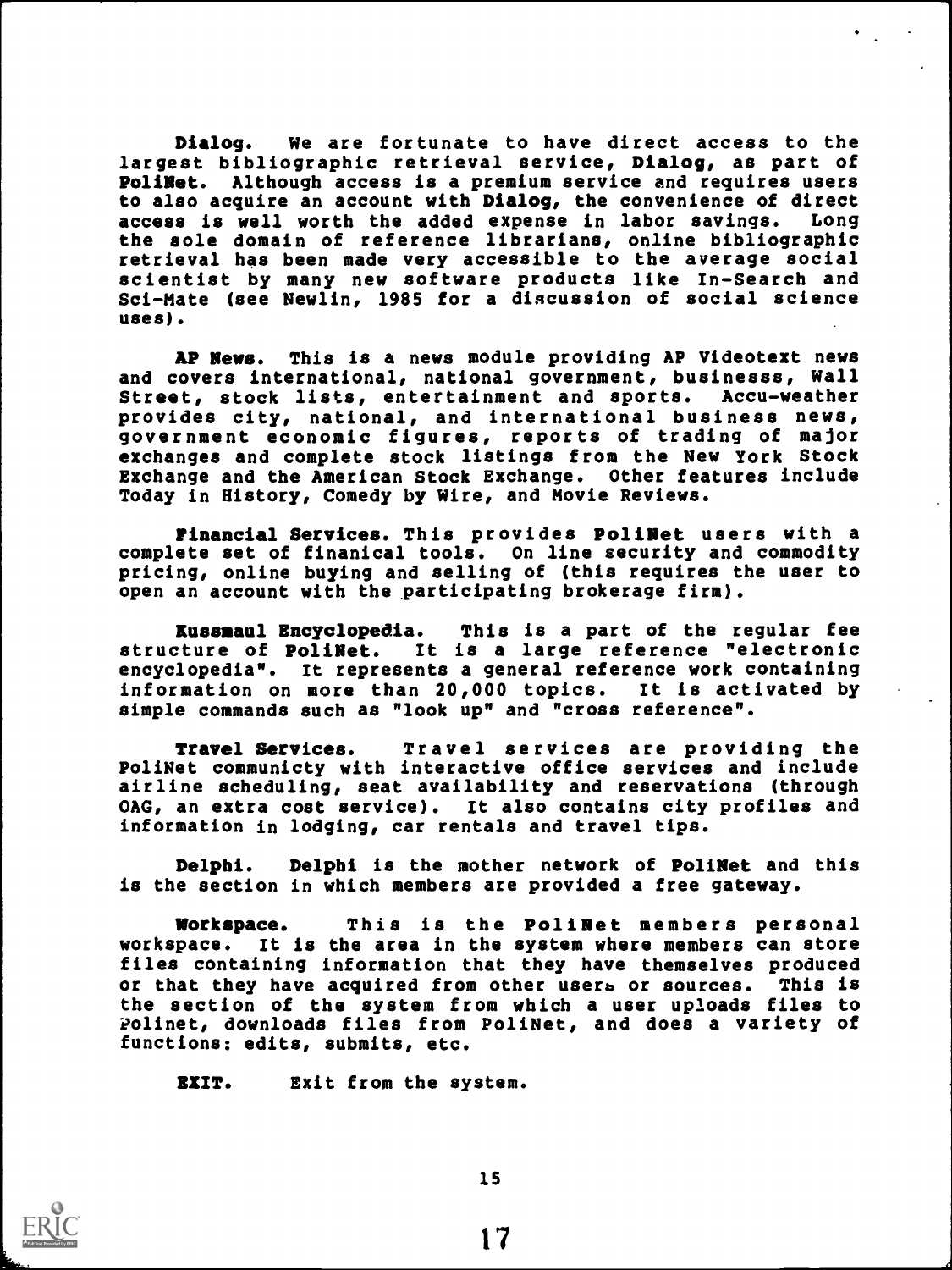**Dialog.** We are fortunate to have direct access to the largest bibliographic retrieval service, **Dialog**, as part of **PoliNet**. Although access is a premium service and requires users to also acquire an account with **Dialog**, the convenience of direct access is well worth the added expense in labor savings. Long the sole domain of reference librarians, online bibliographic retrieval has been made very accessible to the average social scientist by many new software products like In-Search and Sci-Mate (see Newlin, 1985 for a discussion of social science uses).

**AP News.** This is a news module providing AP Videotext news and covers international, national government, businesss, Wall Street, stock lists, entertainment and sports. Accu-weather provides city, national, and international business news, government economic figures, reports of trading of major exchanges and complete stock listings from the New York Stock Exchange and the American Stock Exchange. Other features include Today in History, Comedy by Wire, and Movie Reviews.

**Financial Services.** This provides **PoliNet** users with a complete set of finanical tools. On line security and commodity pricing, online buying and selling of (this requires the user to open an account with the participating brokerage firm).

**Kussmaul Encyclopedia.** This is a part of the regular fee structure of **PoliNet.** It is a large reference "electronic encyclopedia". It represents a general reference work containing information on more than 20,000 topics. It is activated by simple commands such as "look up" and "cross reference".

**Travel Services.** Travel services are providing the PoliNet communicty with interactive office services and include airline scheduling, seat availability and reservations (through OAG, an extra cost service). It also contains city profiles and information in lodging, car rentals and travel tips.

**Delphi.** **Delphi** is the mother network of **PoliNet** and this is the section in which members are provided a free gateway.

**Workspace.** This is the **PoliNet** members personal workspace. It is the area in the system where members can store files containing information that they have themselves produced or that they have acquired from other users or sources. This is the section of the system from which a user uploads files to Polinet, downloads files from PoliNet, and does a variety of functions: edits, submits, etc.

**EXIT.** Exit from the system.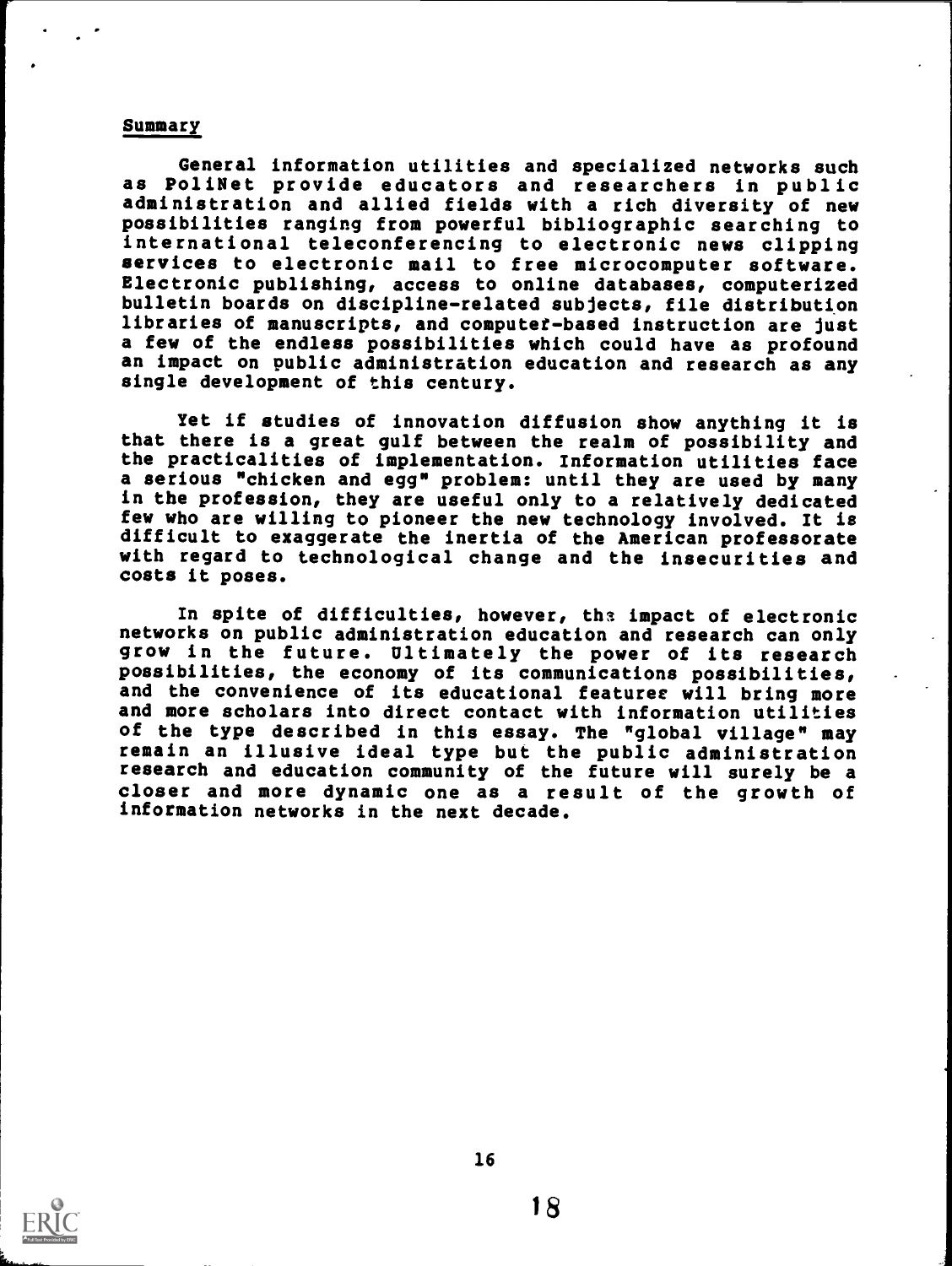## Summary

General information utilities and specialized networks such as PoliNet provide educators and researchers in public administration and allied fields with a rich diversity of new possibilities ranging from powerful bibliographic searching to international teleconferencing to electronic news clipping services to electronic mail to free microcomputer software. Electronic publishing, access to online databases, computerized bulletin boards on discipline-related subjects, file distribution libraries of manuscripts, and computer-based instruction are just a few of the endless possibilities which could have as profound an impact on public administration education and research as any single development of this century.

Yet if studies of innovation diffusion show anything it is that there is a great gulf between the realm of possibility and the practicalities of implementation. Information utilities face a serious "chicken and egg" problem: until they are used by many in the profession, they are useful only to a relatively dedicated few who are willing to pioneer the new technology involved. It is difficult to exaggerate the inertia of the American professorate with regard to technological change and the insecurities and costs it poses.

In spite of difficulties, however, the impact of electronic networks on public administration education and research can only grow in the future. Ultimately the power of its research possibilities, the economy of its communications possibilities, and the convenience of its educational features will bring more and more scholars into direct contact with information utilities of the type described in this essay. The "global village" may remain an illusive ideal type but the public administration research and education community of the future will surely be a closer and more dynamic one as a result of the growth of information networks in the next decade.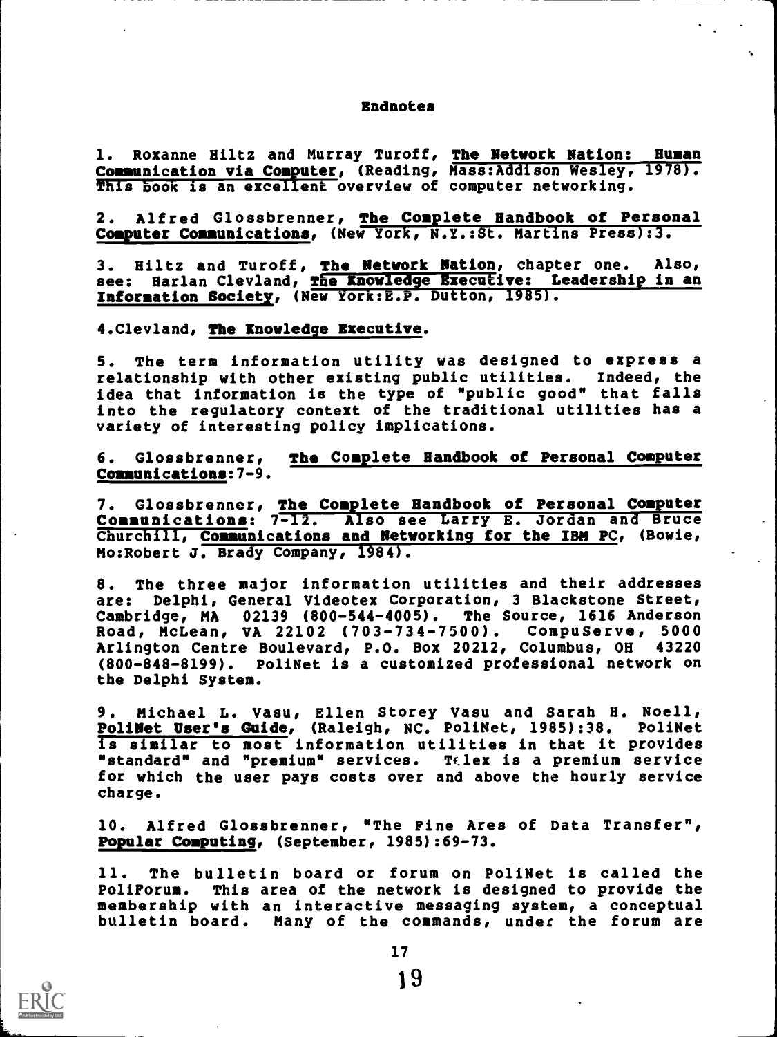## Endnotes

1. Roxanne Hiltz and Murray Turoff, The Network Nation: Human Communication via Computer, (Reading, Mass:Addison Wesley, 1978). This book is an excellent overview of computer networking.

2. Alfred Glossbrenner, The Complete Handbook of Personal Computer Communications, (New York, N.Y.:St. Martins Press):3.

3. Hiltz and Turoff, The Network Nation, chapter one. Also, see: Harlan Clevland, The Knowledge Executive: Leadership in an Information Society, (New York:E.P. Dutton, 1985).

4. Clevland, The Knowledge Executive.

5. The term information utility was designed to express a relationship with other existing public utilities. Indeed, the idea that information is the type of "public good" that falls into the regulatory context of the traditional utilities has a variety of interesting policy implications.

6. Glossbrenner, The Complete Handbook of Personal Computer Communications:7-9.

7. Glossbrenner, The Complete Handbook of Personal Computer Communications: 7-12. Also see Larry E. Jordan and Bruce Churchill, Communications and Networking for the IBM PC, (Bowie, Mo:Robert J. Brady Company, 1984).

8. The three major information utilities and their addresses are: Delphi, General Videotex Corporation, 3 Blackstone Street, Cambridge, MA 02139 (800-544-4005). The Source, 1616 Anderson Road, McLean, VA 22102 (703-734-7500). CompuServe, 5000 Arlington Centre Boulevard, P.O. Box 20212, Columbus, OH 43220 (800-848-8199). PoliNet is a customized professional network on the Delphi System.

9. Michael L. Vasu, Ellen Storey Vasu and Sarah H. Noell, PoliNet User's Guide, (Raleigh, NC. PoliNet, 1985):38. PoliNet is similar to most information utilities in that it provides "standard" and "premium" services. Telex is a premium service for which the user pays costs over and above the hourly service charge.

10. Alfred Glossbrenner, "The Fine Ares of Data Transfer", Popular Computing, (September, 1985):69-73.

11. The bulletin board or forum on PoliNet is called the PoliForum. This area of the network is designed to provide the membership with an interactive messaging system, a conceptual bulletin board. Many of the commands, under the forum are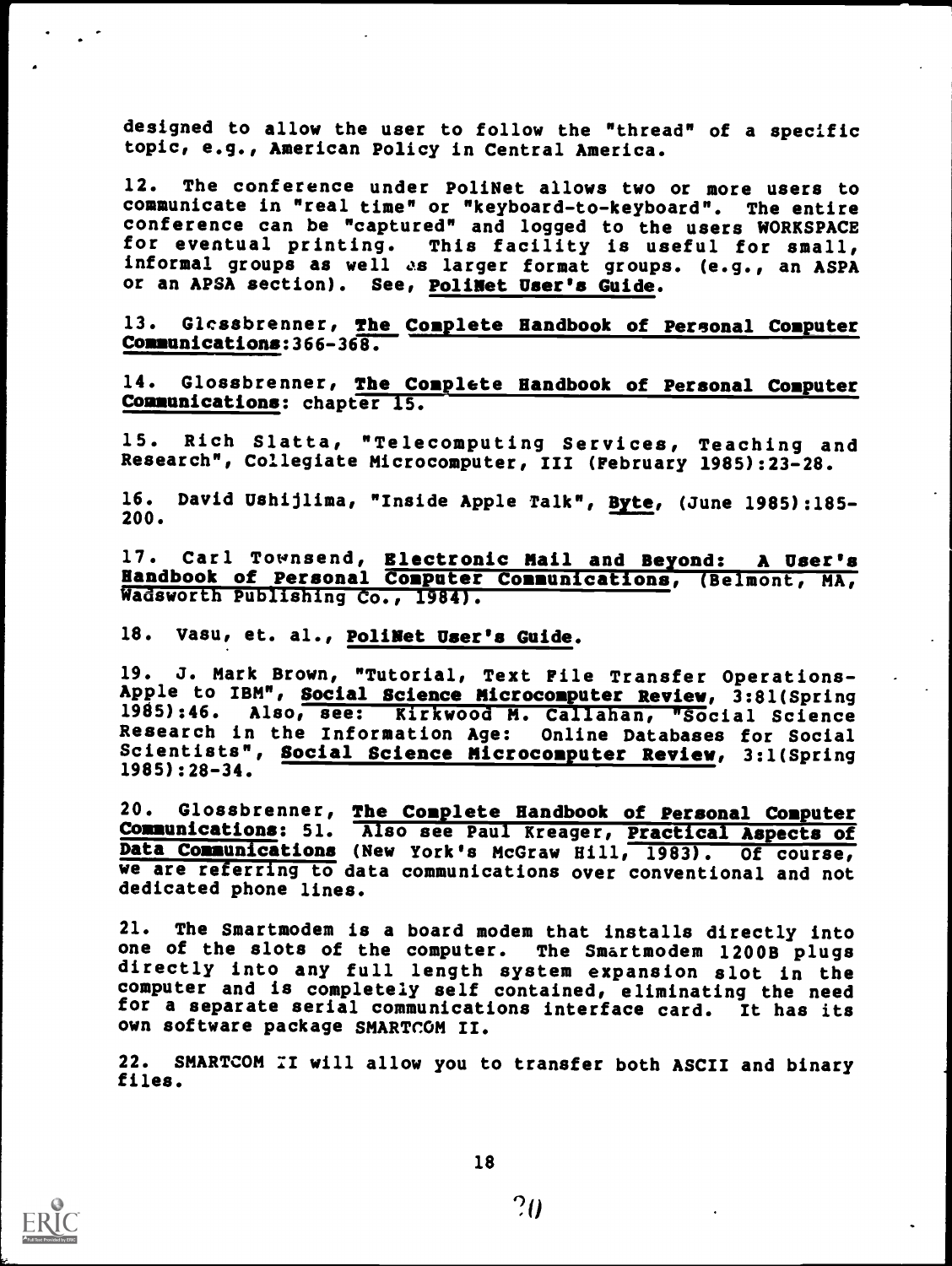designed to allow the user to follow the "thread" of a specific topic, e.g., American Policy in Central America.

12. The conference under PoliNet allows two or more users to communicate in "real time" or "keyboard-to-keyboard". The entire conference can be "captured" and logged to the users WORKSPACE for eventual printing. This facility is useful for small, informal groups as well as larger format groups. (e.g., an ASPA or an APSA section). See, PoliNet User's Guide.

13. Glossbrenner, The Complete Handbook of Personal Computer Communications:366-368.

14. Glossbrenner, The Complete Handbook of Personal Computer Communications: chapter 15.

15. Rich Slatta, "Telecomputing Services, Teaching and Research", Collegiate Microcomputer, III (February 1985):23-28.

16. David Ushijlima, "Inside Apple Talk", Byte, (June 1985):185-200.

17. Carl Townsend, Electronic Mail and Beyond: A User's Handbook of Personal Computer Communications, (Belmont, MA, Wadsworth Publishing Co., 1984).

18. Vasu, et. al., PoliNet User's Guide.

19. J. Mark Brown, "Tutorial, Text File Transfer Operations-Apple to IBM", Social Science Microcomputer Review, 3:81(Spring 1985):46. Also, see: Kirkwood M. Callahan, "Social Science Research in the Information Age: Online Databases for Social Scientists", Social Science Microcomputer Review, 3:1(Spring 1985):28-34.

20. Glossbrenner, The Complete Handbook of Personal Computer Communications: 51. Also see Paul Kreager, Practical Aspects of Data Communications (New York's McGraw Hill, 1983). Of course, we are referring to data communications over conventional and not dedicated phone lines.

21. The Smartmodem is a board modem that installs directly into one of the slots of the computer. The Smartmodem 1200B plugs directly into any full length system expansion slot in the computer and is completely self contained, eliminating the need for a separate serial communications interface card. It has its own software package SMARTCOM II.

22. SMARTCOM II will allow you to transfer both ASCII and binary files.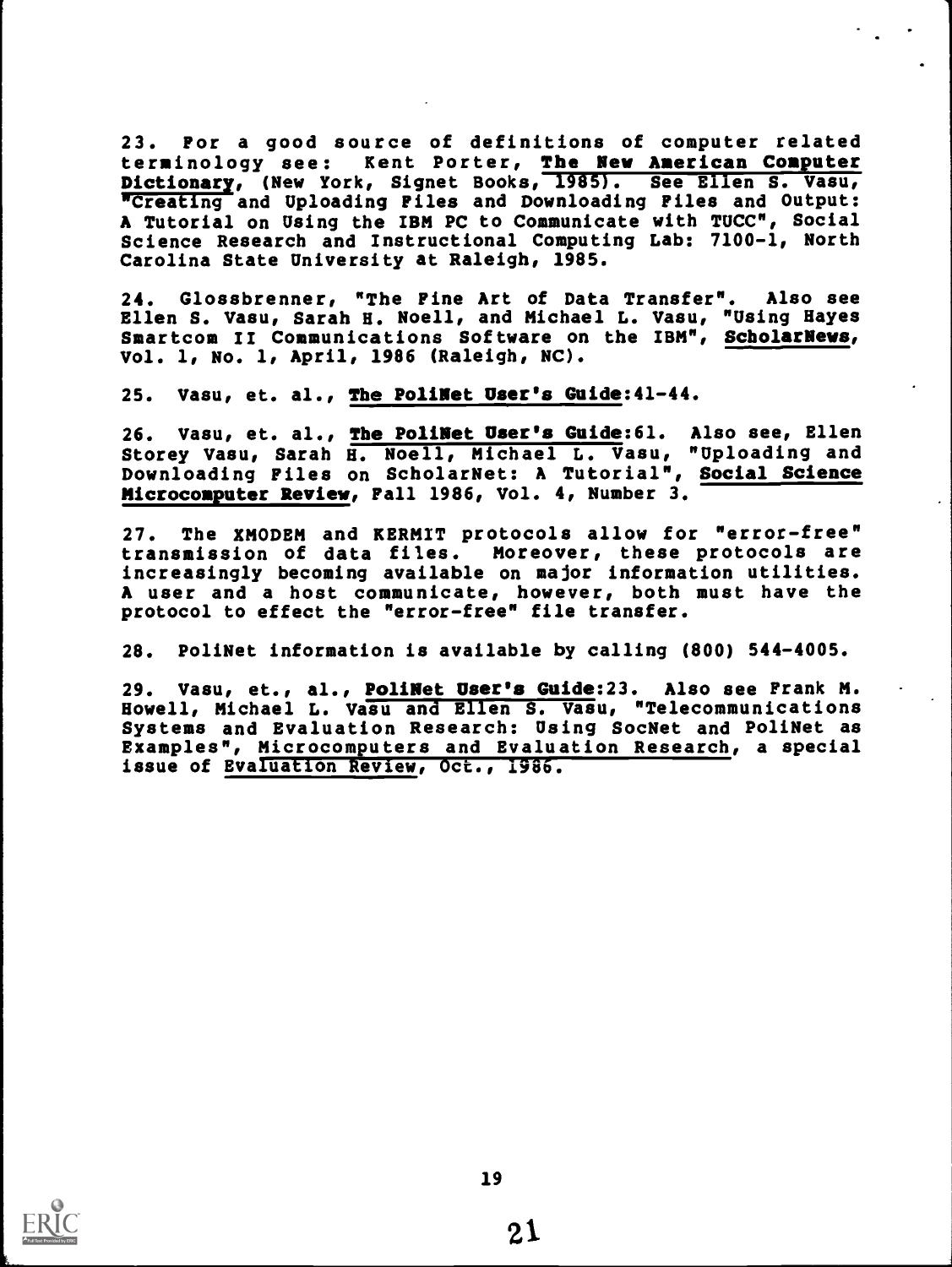23. For a good source of definitions of computer related terminology see: Kent Porter, **The New American Computer Dictionary**, (New York, Signet Books, 1985). See Ellen S. Vasu, "Creating and Uploading Files and Downloading Files and Output: A Tutorial on Using the IBM PC to Communicate with TUCC", Social Science Research and Instructional Computing Lab: 7100-1, North Carolina State University at Raleigh, 1985.

24. Glossbrenner, "The Fine Art of Data Transfer". Also see Ellen S. Vasu, Sarah H. Noell, and Michael L. Vasu, "Using Hayes Smartcom II Communications Software on the IBM", **ScholarNews**, Vol. 1, No. 1, April, 1986 (Raleigh, NC).

25. Vasu, et. al., **The PoliNet User's Guide**:41-44.

26. Vasu, et. al., **The PoliNet User's Guide**:61. Also see, Ellen Storey Vasu, Sarah H. Noell, Michael L. Vasu, "Uploading and Downloading Files on ScholarNet: A Tutorial", **Social Science Microcomputer Review**, Fall 1986, Vol. 4, Number 3.

27. The XMODEM and KERMIT protocols allow for "error-free" transmission of data files. Moreover, these protocols are increasingly becoming available on major information utilities. A user and a host communicate, however, both must have the protocol to effect the "error-free" file transfer.

28. PoliNet information is available by calling (800) 544-4005.

29. Vasu, et., al., **PoliNet User's Guide**:23. Also see Frank M. Howell, Michael L. Vasu and Ellen S. Vasu, "Telecommunications Systems and Evaluation Research: Using SocNet and PoliNet as Examples", Microcomputers and Evaluation Research, a special issue of Evaluation Review, Oct., 1986.